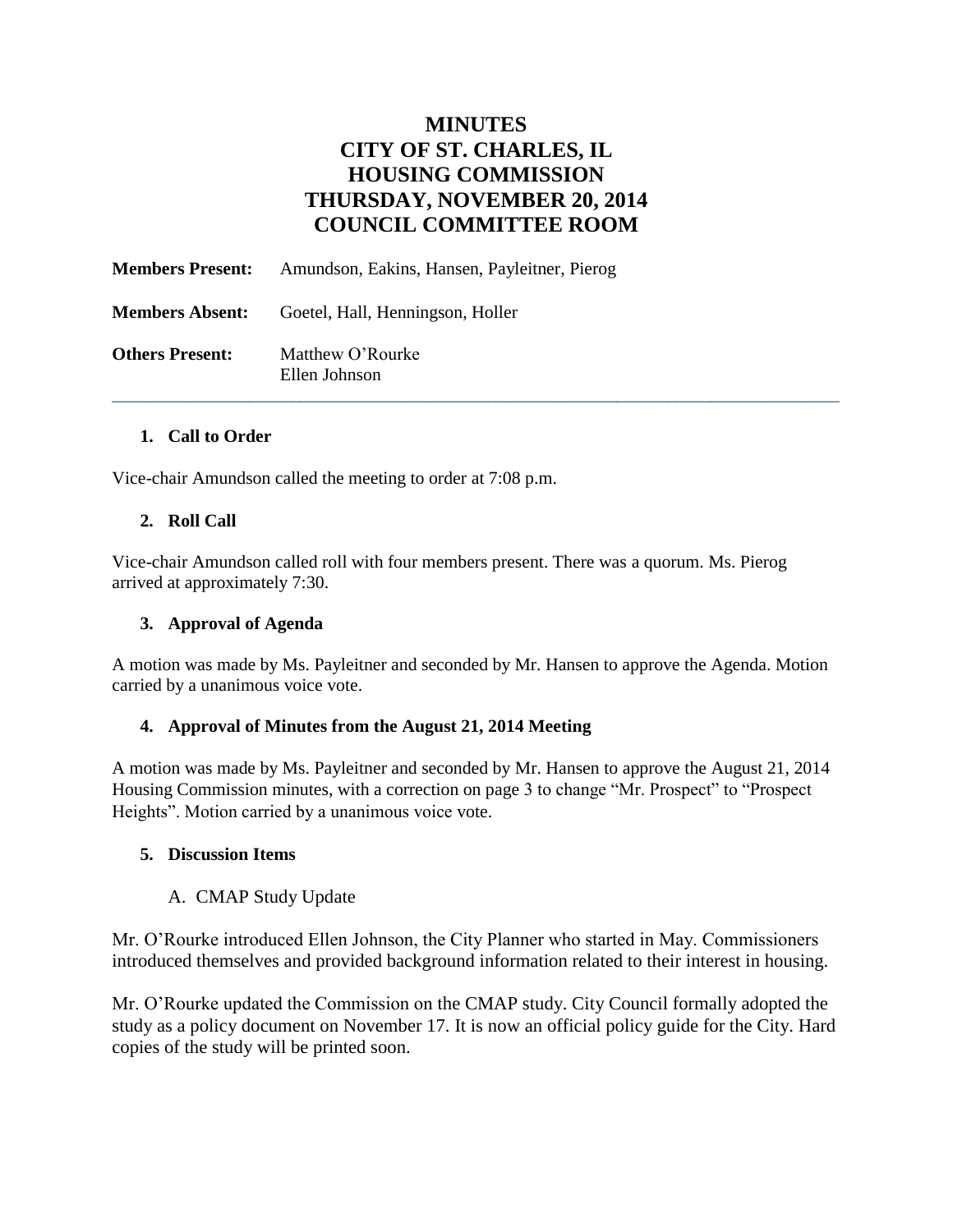# MINUTES
# CITY OF ST. CHARLES, IL
# HOUSING COMMISSION
# THURSDAY, NOVEMBER 20, 2014
# COUNCIL COMMITTEE ROOM

**Members Present:** Amundson, Eakins, Hansen, Payleitner, Pierog

**Members Absent:** Goetel, Hall, Henningson, Holler

**Others Present:** Matthew O'Rourke
Ellen Johnson

---

## 1. Call to Order

Vice-chair Amundson called the meeting to order at 7:08 p.m.

## 2. Roll Call

Vice-chair Amundson called roll with four members present. There was a quorum. Ms. Pierog arrived at approximately 7:30.

## 3. Approval of Agenda

A motion was made by Ms. Payleitner and seconded by Mr. Hansen to approve the Agenda. Motion carried by a unanimous voice vote.

## 4. Approval of Minutes from the August 21, 2014 Meeting

A motion was made by Ms. Payleitner and seconded by Mr. Hansen to approve the August 21, 2014 Housing Commission minutes, with a correction on page 3 to change "Mr. Prospect" to "Prospect Heights". Motion carried by a unanimous voice vote.

## 5. Discussion Items

### A. CMAP Study Update

Mr. O'Rourke introduced Ellen Johnson, the City Planner who started in May. Commissioners introduced themselves and provided background information related to their interest in housing.

Mr. O'Rourke updated the Commission on the CMAP study. City Council formally adopted the study as a policy document on November 17. It is now an official policy guide for the City. Hard copies of the study will be printed soon.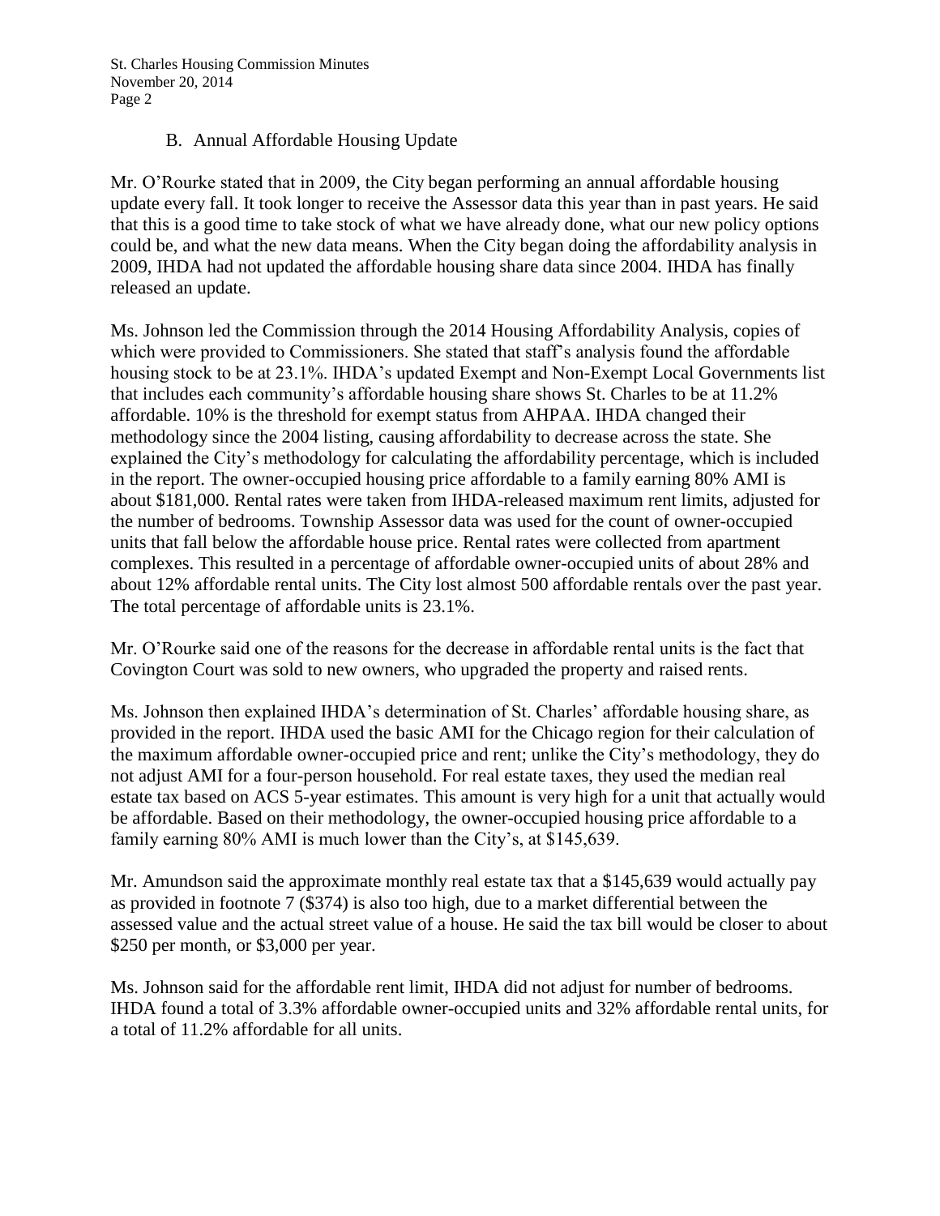### B. Annual Affordable Housing Update

Mr. O'Rourke stated that in 2009, the City began performing an annual affordable housing update every fall. It took longer to receive the Assessor data this year than in past years. He said that this is a good time to take stock of what we have already done, what our new policy options could be, and what the new data means. When the City began doing the affordability analysis in 2009, IHDA had not updated the affordable housing share data since 2004. IHDA has finally released an update.

Ms. Johnson led the Commission through the 2014 Housing Affordability Analysis, copies of which were provided to Commissioners. She stated that staff's analysis found the affordable housing stock to be at 23.1%. IHDA's updated Exempt and Non-Exempt Local Governments list that includes each community's affordable housing share shows St. Charles to be at 11.2% affordable. 10% is the threshold for exempt status from AHPAA. IHDA changed their methodology since the 2004 listing, causing affordability to decrease across the state. She explained the City's methodology for calculating the affordability percentage, which is included in the report. The owner-occupied housing price affordable to a family earning 80% AMI is about $181,000. Rental rates were taken from IHDA-released maximum rent limits, adjusted for the number of bedrooms. Township Assessor data was used for the count of owner-occupied units that fall below the affordable house price. Rental rates were collected from apartment complexes. This resulted in a percentage of affordable owner-occupied units of about 28% and about 12% affordable rental units. The City lost almost 500 affordable rentals over the past year. The total percentage of affordable units is 23.1%.

Mr. O'Rourke said one of the reasons for the decrease in affordable rental units is the fact that Covington Court was sold to new owners, who upgraded the property and raised rents.

Ms. Johnson then explained IHDA's determination of St. Charles' affordable housing share, as provided in the report. IHDA used the basic AMI for the Chicago region for their calculation of the maximum affordable owner-occupied price and rent; unlike the City's methodology, they do not adjust AMI for a four-person household. For real estate taxes, they used the median real estate tax based on ACS 5-year estimates. This amount is very high for a unit that actually would be affordable. Based on their methodology, the owner-occupied housing price affordable to a family earning 80% AMI is much lower than the City's, at $145,639.

Mr. Amundson said the approximate monthly real estate tax that a $145,639 would actually pay as provided in footnote 7 ($374) is also too high, due to a market differential between the assessed value and the actual street value of a house. He said the tax bill would be closer to about $250 per month, or $3,000 per year.

Ms. Johnson said for the affordable rent limit, IHDA did not adjust for number of bedrooms. IHDA found a total of 3.3% affordable owner-occupied units and 32% affordable rental units, for a total of 11.2% affordable for all units.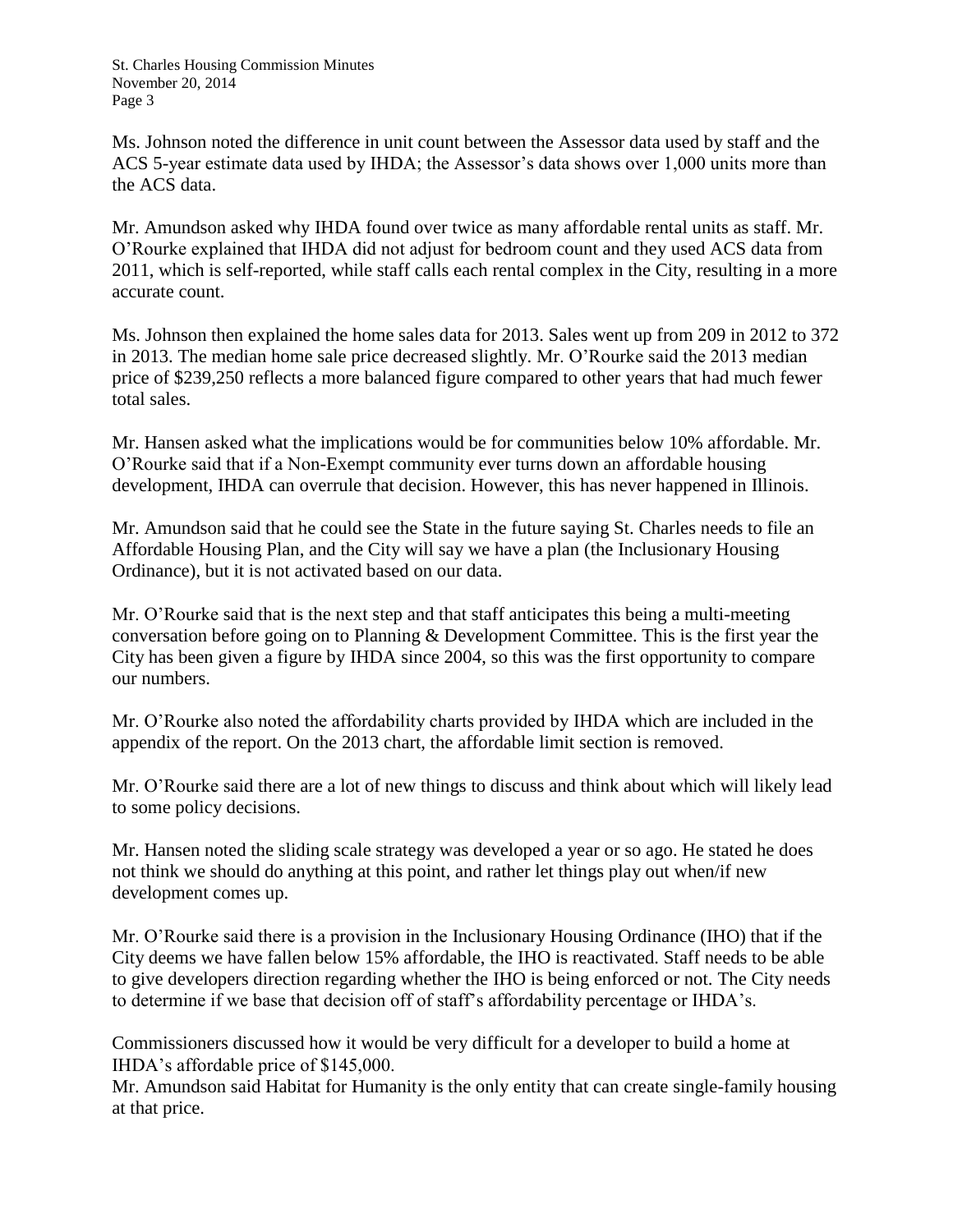Ms. Johnson noted the difference in unit count between the Assessor data used by staff and the ACS 5-year estimate data used by IHDA; the Assessor's data shows over 1,000 units more than the ACS data.

Mr. Amundson asked why IHDA found over twice as many affordable rental units as staff. Mr. O'Rourke explained that IHDA did not adjust for bedroom count and they used ACS data from 2011, which is self-reported, while staff calls each rental complex in the City, resulting in a more accurate count.

Ms. Johnson then explained the home sales data for 2013. Sales went up from 209 in 2012 to 372 in 2013. The median home sale price decreased slightly. Mr. O'Rourke said the 2013 median price of $239,250 reflects a more balanced figure compared to other years that had much fewer total sales.

Mr. Hansen asked what the implications would be for communities below 10% affordable. Mr. O'Rourke said that if a Non-Exempt community ever turns down an affordable housing development, IHDA can overrule that decision. However, this has never happened in Illinois.

Mr. Amundson said that he could see the State in the future saying St. Charles needs to file an Affordable Housing Plan, and the City will say we have a plan (the Inclusionary Housing Ordinance), but it is not activated based on our data.

Mr. O'Rourke said that is the next step and that staff anticipates this being a multi-meeting conversation before going on to Planning & Development Committee. This is the first year the City has been given a figure by IHDA since 2004, so this was the first opportunity to compare our numbers.

Mr. O'Rourke also noted the affordability charts provided by IHDA which are included in the appendix of the report. On the 2013 chart, the affordable limit section is removed.

Mr. O'Rourke said there are a lot of new things to discuss and think about which will likely lead to some policy decisions.

Mr. Hansen noted the sliding scale strategy was developed a year or so ago. He stated he does not think we should do anything at this point, and rather let things play out when/if new development comes up.

Mr. O'Rourke said there is a provision in the Inclusionary Housing Ordinance (IHO) that if the City deems we have fallen below 15% affordable, the IHO is reactivated. Staff needs to be able to give developers direction regarding whether the IHO is being enforced or not. The City needs to determine if we base that decision off of staff's affordability percentage or IHDA's.

Commissioners discussed how it would be very difficult for a developer to build a home at IHDA's affordable price of $145,000.

Mr. Amundson said Habitat for Humanity is the only entity that can create single-family housing at that price.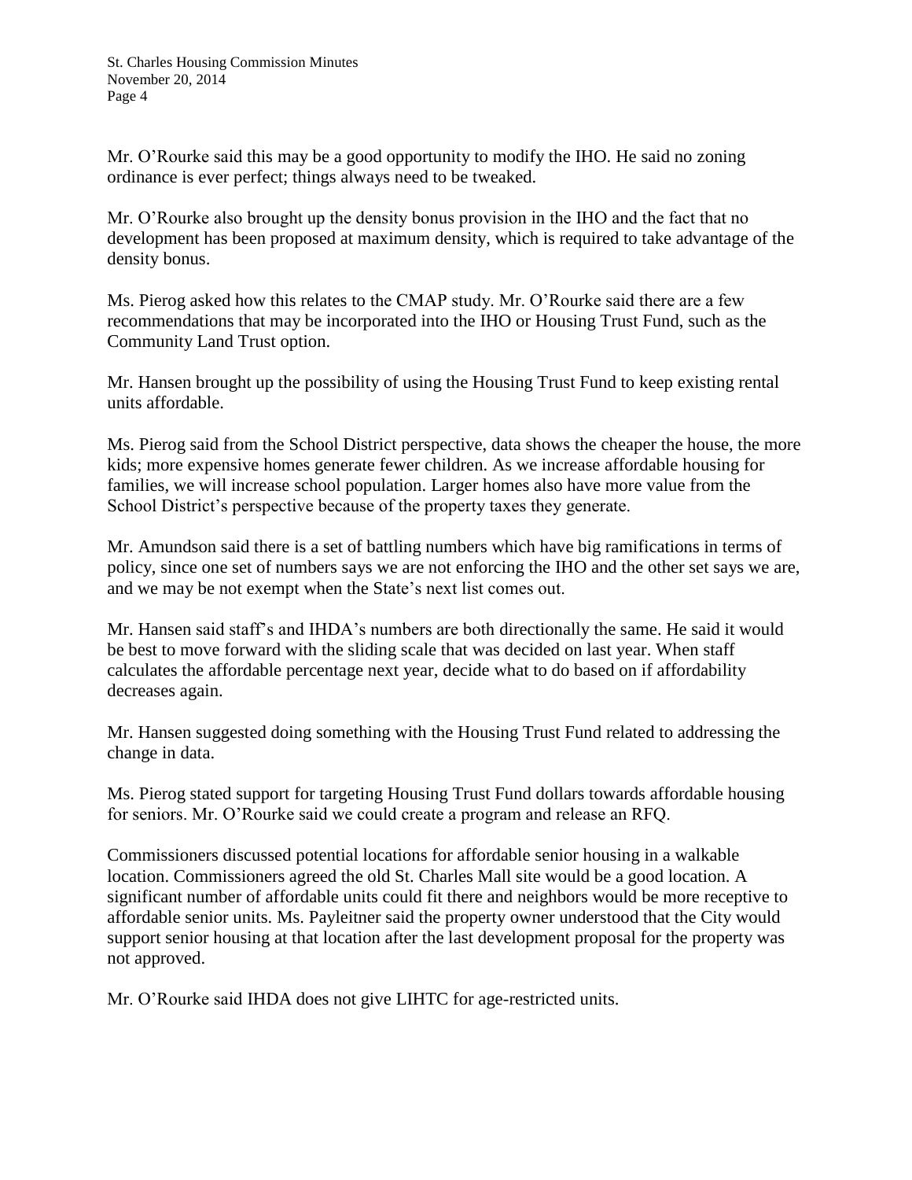Mr. O'Rourke said this may be a good opportunity to modify the IHO. He said no zoning ordinance is ever perfect; things always need to be tweaked.

Mr. O'Rourke also brought up the density bonus provision in the IHO and the fact that no development has been proposed at maximum density, which is required to take advantage of the density bonus.

Ms. Pierog asked how this relates to the CMAP study. Mr. O'Rourke said there are a few recommendations that may be incorporated into the IHO or Housing Trust Fund, such as the Community Land Trust option.

Mr. Hansen brought up the possibility of using the Housing Trust Fund to keep existing rental units affordable.

Ms. Pierog said from the School District perspective, data shows the cheaper the house, the more kids; more expensive homes generate fewer children. As we increase affordable housing for families, we will increase school population. Larger homes also have more value from the School District's perspective because of the property taxes they generate.

Mr. Amundson said there is a set of battling numbers which have big ramifications in terms of policy, since one set of numbers says we are not enforcing the IHO and the other set says we are, and we may be not exempt when the State's next list comes out.

Mr. Hansen said staff's and IHDA's numbers are both directionally the same. He said it would be best to move forward with the sliding scale that was decided on last year. When staff calculates the affordable percentage next year, decide what to do based on if affordability decreases again.

Mr. Hansen suggested doing something with the Housing Trust Fund related to addressing the change in data.

Ms. Pierog stated support for targeting Housing Trust Fund dollars towards affordable housing for seniors. Mr. O'Rourke said we could create a program and release an RFQ.

Commissioners discussed potential locations for affordable senior housing in a walkable location. Commissioners agreed the old St. Charles Mall site would be a good location. A significant number of affordable units could fit there and neighbors would be more receptive to affordable senior units. Ms. Payleitner said the property owner understood that the City would support senior housing at that location after the last development proposal for the property was not approved.

Mr. O'Rourke said IHDA does not give LIHTC for age-restricted units.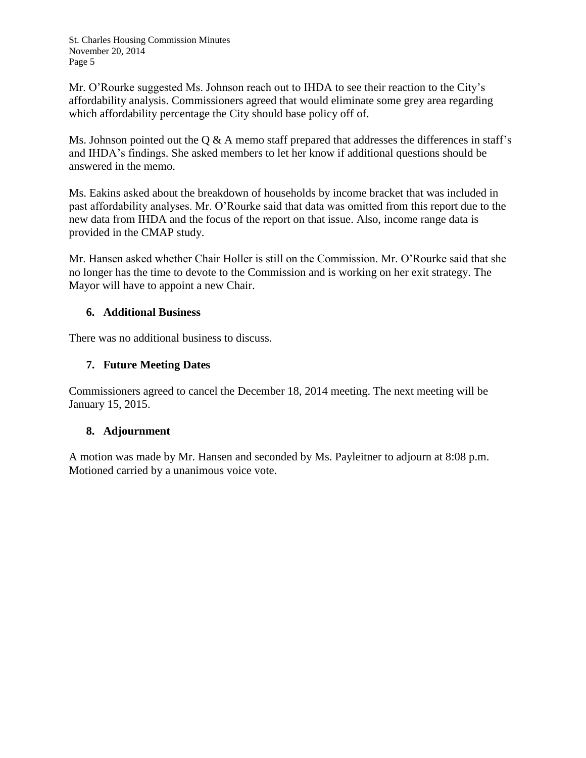Mr. O'Rourke suggested Ms. Johnson reach out to IHDA to see their reaction to the City's affordability analysis. Commissioners agreed that would eliminate some grey area regarding which affordability percentage the City should base policy off of.

Ms. Johnson pointed out the Q & A memo staff prepared that addresses the differences in staff's and IHDA's findings. She asked members to let her know if additional questions should be answered in the memo.

Ms. Eakins asked about the breakdown of households by income bracket that was included in past affordability analyses. Mr. O'Rourke said that data was omitted from this report due to the new data from IHDA and the focus of the report on that issue. Also, income range data is provided in the CMAP study.

Mr. Hansen asked whether Chair Holler is still on the Commission. Mr. O'Rourke said that she no longer has the time to devote to the Commission and is working on her exit strategy. The Mayor will have to appoint a new Chair.

### 6. Additional Business

There was no additional business to discuss.

### 7. Future Meeting Dates

Commissioners agreed to cancel the December 18, 2014 meeting. The next meeting will be January 15, 2015.

### 8. Adjournment

A motion was made by Mr. Hansen and seconded by Ms. Payleitner to adjourn at 8:08 p.m. Motioned carried by a unanimous voice vote.